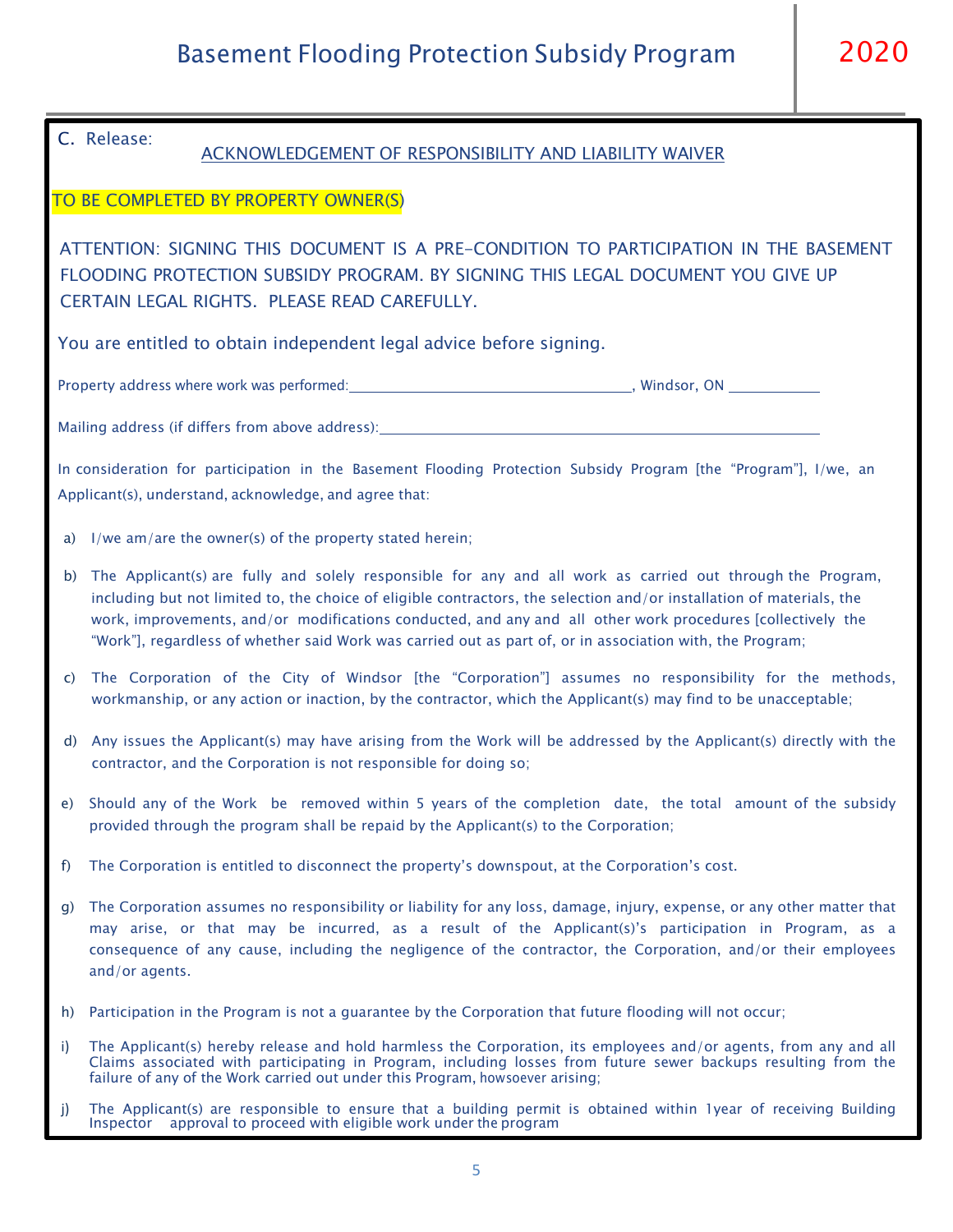# Basement Flooding Protection Subsidy Program 2020

C. Release:

## ACKNOWLEDGEMENT OF RESPONSIBILITY AND LIABILITY WAIVER

TO BE COMPLETED BY PROPERTY OWNER(S)

ATTENTION: SIGNING THIS DOCUMENT IS A PRE-CONDITION TO PARTICIPATION IN THE BASEMENT FLOODING PROTECTION SUBSIDY PROGRAM. BY SIGNING THIS LEGAL DOCUMENT YOU GIVE UP CERTAIN LEGAL RIGHTS. PLEASE READ CAREFULLY.

You are entitled to obtain independent legal advice before signing.

Property address where work was performed: ________________________________, Windsor, ON ___________

Mailing address (if differs from above address): ________________________________________________

In consideration for participation in the Basement Flooding Protection Subsidy Program [the "Program"], I/we, an Applicant(s), understand, acknowledge, and agree that:

a) I/we am/are the owner(s) of the property stated herein;

b) The Applicant(s) are fully and solely responsible for any and all work as carried out through the Program, including but not limited to, the choice of eligible contractors, the selection and/or installation of materials, the work, improvements, and/or modifications conducted, and any and all other work procedures [collectively the "Work"], regardless of whether said Work was carried out as part of, or in association with, the Program;

c) The Corporation of the City of Windsor [the "Corporation"] assumes no responsibility for the methods, workmanship, or any action or inaction, by the contractor, which the Applicant(s) may find to be unacceptable;

d) Any issues the Applicant(s) may have arising from the Work will be addressed by the Applicant(s) directly with the contractor, and the Corporation is not responsible for doing so;

e) Should any of the Work be removed within 5 years of the completion date, the total amount of the subsidy provided through the program shall be repaid by the Applicant(s) to the Corporation;

f) The Corporation is entitled to disconnect the property's downspout, at the Corporation's cost.

g) The Corporation assumes no responsibility or liability for any loss, damage, injury, expense, or any other matter that may arise, or that may be incurred, as a result of the Applicant(s)'s participation in Program, as a consequence of any cause, including the negligence of the contractor, the Corporation, and/or their employees and/or agents.

h) Participation in the Program is not a guarantee by the Corporation that future flooding will not occur;

i) The Applicant(s) hereby release and hold harmless the Corporation, its employees and/or agents, from any and all Claims associated with participating in Program, including losses from future sewer backups resulting from the failure of any of the Work carried out under this Program, howsoever arising;

j) The Applicant(s) are responsible to ensure that a building permit is obtained within 1year of receiving Building Inspector approval to proceed with eligible work under the program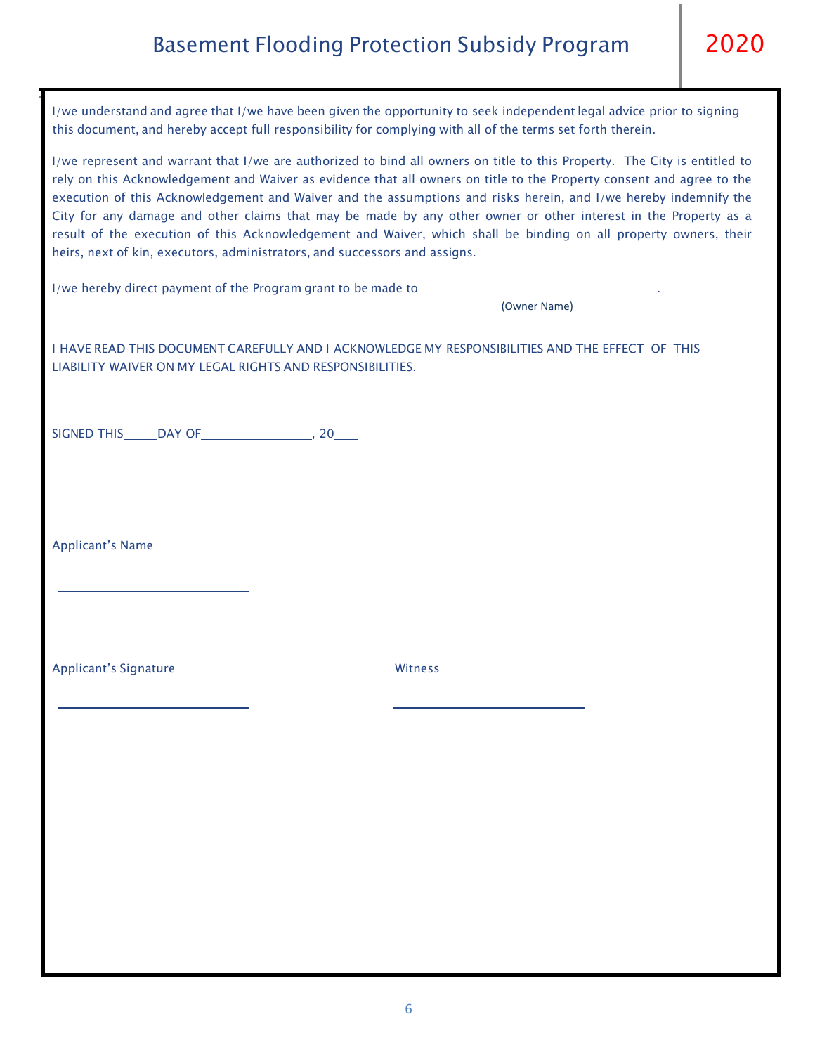I/we understand and agree that I/we have been given the opportunity to seek independent legal advice prior to signing this document, and hereby accept full responsibility for complying with all of the terms set forth therein.

I/we represent and warrant that I/we are authorized to bind all owners on title to this Property. The City is entitled to rely on this Acknowledgement and Waiver as evidence that all owners on title to the Property consent and agree to the execution of this Acknowledgement and Waiver and the assumptions and risks herein, and I/we hereby indemnify the City for any damage and other claims that may be made by any other owner or other interest in the Property as a result of the execution of this Acknowledgement and Waiver, which shall be binding on all property owners, their heirs, next of kin, executors, administrators, and successors and assigns.

I/we hereby direct payment of the Program grant to be made to\_\_\_\_\_\_\_\_\_\_\_\_\_\_\_\_\_\_\_\_\_\_\_\_\_\_\_\_\_\_\_\_\_\_\_\_.
(Owner Name)

I HAVE READ THIS DOCUMENT CAREFULLY AND I ACKNOWLEDGE MY RESPONSIBILITIES AND THE EFFECT OF THIS LIABILITY WAIVER ON MY LEGAL RIGHTS AND RESPONSIBILITIES.

SIGNED THIS\_\_\_\_\_DAY OF\_\_\_\_\_\_\_\_\_\_\_\_\_\_\_\_\_, 20\_\_\_\_

Applicant's Name

\_\_\_\_\_\_\_\_\_\_\_\_\_\_\_\_\_\_\_\_\_\_\_\_\_\_\_\_

Applicant's Signature

\_\_\_\_\_\_\_\_\_\_\_\_\_\_\_\_\_\_\_\_\_\_\_\_\_\_\_\_

Witness

\_\_\_\_\_\_\_\_\_\_\_\_\_\_\_\_\_\_\_\_\_\_\_\_\_\_\_\_